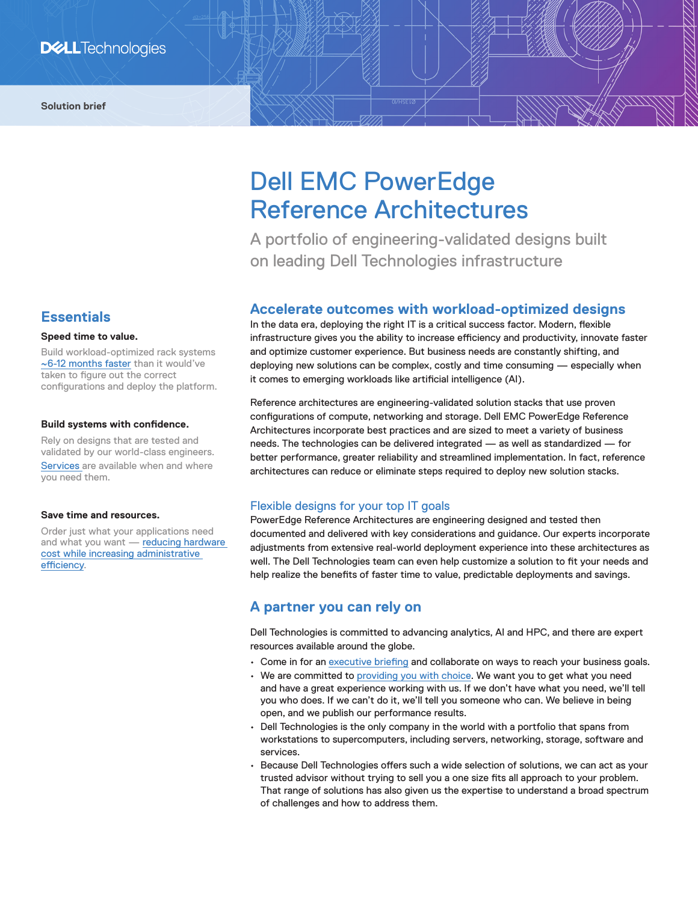Solution brief

# Dell EMC PowerEdge Reference Architectures

A portfolio of engineering-validated designs built on leading Dell Technologies infrastructure

## Essentials

**Speed time to value.**

Build workload-optimized rack systems ~6-12 months faster than it would've taken to figure out the correct configurations and deploy the platform.

**Build systems with confidence.**

Rely on designs that are tested and validated by our world-class engineers. Services are available when and where you need them.

**Save time and resources.**

Order just what your applications need and what you want — reducing hardware cost while increasing administrative efficiency.

## Accelerate outcomes with workload-optimized designs

In the data era, deploying the right IT is a critical success factor. Modern, flexible infrastructure gives you the ability to increase efficiency and productivity, innovate faster and optimize customer experience. But business needs are constantly shifting, and deploying new solutions can be complex, costly and time consuming — especially when it comes to emerging workloads like artificial intelligence (AI).

Reference architectures are engineering-validated solution stacks that use proven configurations of compute, networking and storage. Dell EMC PowerEdge Reference Architectures incorporate best practices and are sized to meet a variety of business needs. The technologies can be delivered integrated — as well as standardized — for better performance, greater reliability and streamlined implementation. In fact, reference architectures can reduce or eliminate steps required to deploy new solution stacks.

### Flexible designs for your top IT goals

PowerEdge Reference Architectures are engineering designed and tested then documented and delivered with key considerations and guidance. Our experts incorporate adjustments from extensive real-world deployment experience into these architectures as well. The Dell Technologies team can even help customize a solution to fit your needs and help realize the benefits of faster time to value, predictable deployments and savings.

## A partner you can rely on

Dell Technologies is committed to advancing analytics, AI and HPC, and there are expert resources available around the globe.

- Come in for an executive briefing and collaborate on ways to reach your business goals.
- We are committed to providing you with choice. We want you to get what you need and have a great experience working with us. If we don't have what you need, we'll tell you who does. If we can't do it, we'll tell you someone who can. We believe in being open, and we publish our performance results.
- Dell Technologies is the only company in the world with a portfolio that spans from workstations to supercomputers, including servers, networking, storage, software and services.
- Because Dell Technologies offers such a wide selection of solutions, we can act as your trusted advisor without trying to sell you a one size fits all approach to your problem. That range of solutions has also given us the expertise to understand a broad spectrum of challenges and how to address them.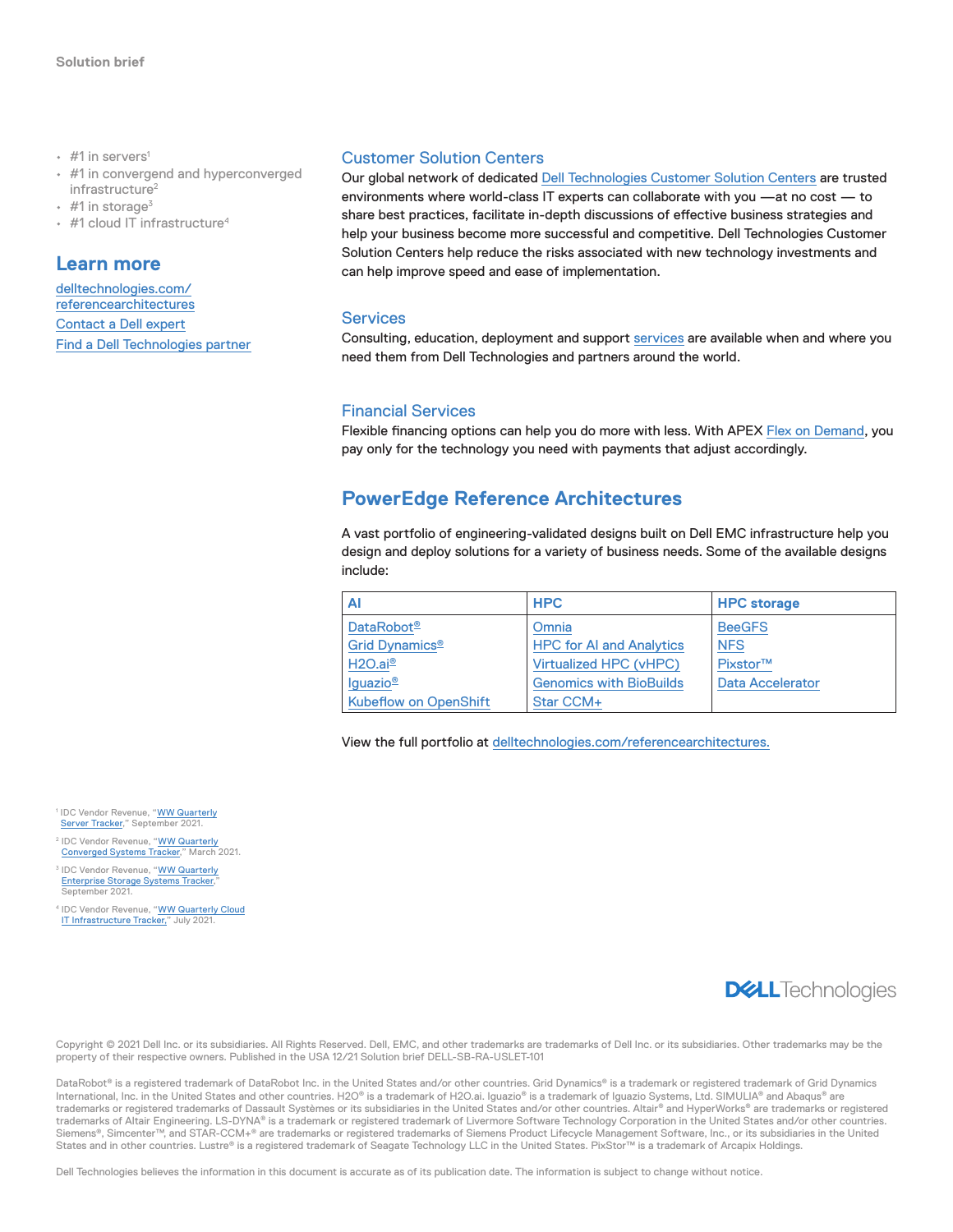- #1 in servers[1]
- #1 in convergend and hyperconverged infrastructure[2]
- #1 in storage[3]
- #1 cloud IT infrastructure[4]

## Learn more

[delltechnologies.com/referencearchitectures](delltechnologies.com/referencearchitectures)

Contact a Dell expert

Find a Dell Technologies partner

### Customer Solution Centers

Our global network of dedicated Dell Technologies Customer Solution Centers are trusted environments where world-class IT experts can collaborate with you —at no cost — to share best practices, facilitate in-depth discussions of effective business strategies and help your business become more successful and competitive. Dell Technologies Customer Solution Centers help reduce the risks associated with new technology investments and can help improve speed and ease of implementation.

### Services

Consulting, education, deployment and support services are available when and where you need them from Dell Technologies and partners around the world.

### Financial Services

Flexible financing options can help you do more with less. With APEX Flex on Demand, you pay only for the technology you need with payments that adjust accordingly.

## PowerEdge Reference Architectures

A vast portfolio of engineering-validated designs built on Dell EMC infrastructure help you design and deploy solutions for a variety of business needs. Some of the available designs include:

| AI | HPC | HPC storage |
|---|---|---|
| DataRobot® | Omnia | BeeGFS |
| Grid Dynamics® | HPC for AI and Analytics | NFS |
| H2O.ai® | Virtualized HPC (vHPC) | Pixstor™ |
| Iguazio® | Genomics with BioBuilds | Data Accelerator |
| Kubeflow on OpenShift | Star CCM+ | |

View the full portfolio at delltechnologies.com/referencearchitectures.

[1] IDC Vendor Revenue, "WW Quarterly Server Tracker," September 2021.

[2] IDC Vendor Revenue, "WW Quarterly Converged Systems Tracker," March 2021.

[3] IDC Vendor Revenue, "WW Quarterly Enterprise Storage Systems Tracker," September 2021.

[4] IDC Vendor Revenue, "WW Quarterly Cloud IT Infrastructure Tracker," July 2021.

Copyright © 2021 Dell Inc. or its subsidiaries. All Rights Reserved. Dell, EMC, and other trademarks are trademarks of Dell Inc. or its subsidiaries. Other trademarks may be the property of their respective owners. Published in the USA 12/21 Solution brief DELL-SB-RA-USLET-101

DataRobot® is a registered trademark of DataRobot Inc. in the United States and/or other countries. Grid Dynamics® is a trademark or registered trademark of Grid Dynamics International, Inc. in the United States and other countries. H2O® is a trademark of H2O.ai. Iguazio® is a trademark of Iguazio Systems, Ltd. SIMULIA® and Abaqus® are trademarks or registered trademarks of Dassault Systèmes or its subsidiaries in the United States and/or other countries. Altair® and HyperWorks® are trademarks or registered trademarks of Altair Engineering. LS-DYNA® is a trademark or registered trademark of Livermore Software Technology Corporation in the United States and/or other countries. Siemens®, Simcenter™, and STAR-CCM+® are trademarks or registered trademarks of Siemens Product Lifecycle Management Software, Inc., or its subsidiaries in the United States and in other countries. Lustre® is a registered trademark of Seagate Technology LLC in the United States. PixStor™ is a trademark of Arcapix Holdings.

Dell Technologies believes the information in this document is accurate as of its publication date. The information is subject to change without notice.